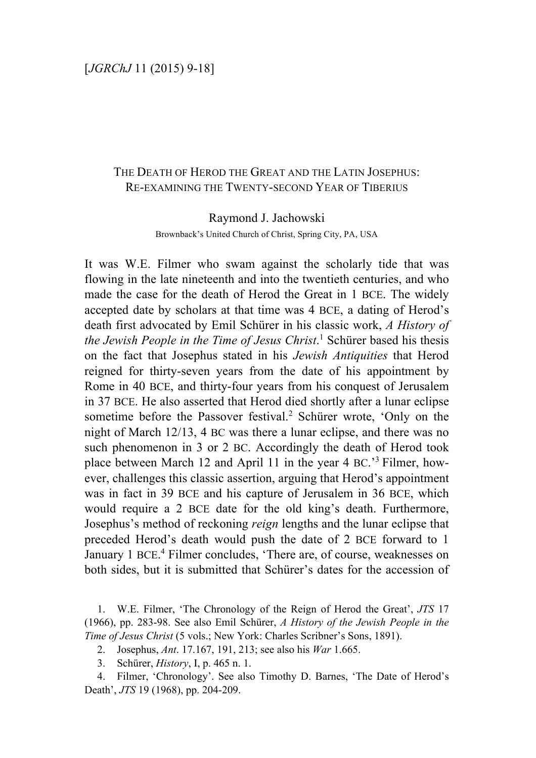[JGRChJ 11 (2015) 9-18]

# The Death of Herod the Great and the Latin Josephus: Re-examining the Twenty-second Year of Tiberius

Raymond J. Jachowski

Brownback's United Church of Christ, Spring City, PA, USA

It was W.E. Filmer who swam against the scholarly tide that was flowing in the late nineteenth and into the twentieth centuries, and who made the case for the death of Herod the Great in 1 BCE. The widely accepted date by scholars at that time was 4 BCE, a dating of Herod's death first advocated by Emil Schürer in his classic work, *A History of the Jewish People in the Time of Jesus Christ*.[1] Schürer based his thesis on the fact that Josephus stated in his *Jewish Antiquities* that Herod reigned for thirty-seven years from the date of his appointment by Rome in 40 BCE, and thirty-four years from his conquest of Jerusalem in 37 BCE. He also asserted that Herod died shortly after a lunar eclipse sometime before the Passover festival.[2] Schürer wrote, 'Only on the night of March 12/13, 4 BC was there a lunar eclipse, and there was no such phenomenon in 3 or 2 BC. Accordingly the death of Herod took place between March 12 and April 11 in the year 4 BC.'[3] Filmer, however, challenges this classic assertion, arguing that Herod's appointment was in fact in 39 BCE and his capture of Jerusalem in 36 BCE, which would require a 2 BCE date for the old king's death. Furthermore, Josephus's method of reckoning *reign* lengths and the lunar eclipse that preceded Herod's death would push the date of 2 BCE forward to 1 January 1 BCE.[4] Filmer concludes, 'There are, of course, weaknesses on both sides, but it is submitted that Schürer's dates for the accession of

1. W.E. Filmer, 'The Chronology of the Reign of Herod the Great', *JTS* 17 (1966), pp. 283-98. See also Emil Schürer, *A History of the Jewish People in the Time of Jesus Christ* (5 vols.; New York: Charles Scribner's Sons, 1891).

2. Josephus, *Ant*. 17.167, 191, 213; see also his *War* 1.665.

3. Schürer, *History*, I, p. 465 n. 1.

4. Filmer, 'Chronology'. See also Timothy D. Barnes, 'The Date of Herod's Death', *JTS* 19 (1968), pp. 204-209.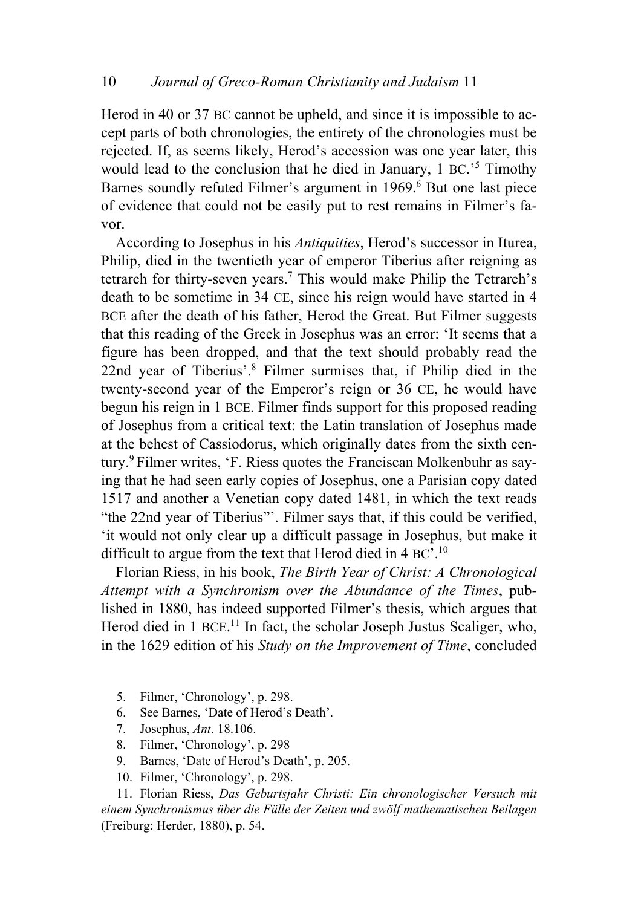Herod in 40 or 37 BC cannot be upheld, and since it is impossible to accept parts of both chronologies, the entirety of the chronologies must be rejected. If, as seems likely, Herod's accession was one year later, this would lead to the conclusion that he died in January, 1 BC.'[5] Timothy Barnes soundly refuted Filmer's argument in 1969.[6] But one last piece of evidence that could not be easily put to rest remains in Filmer's favor.

According to Josephus in his *Antiquities*, Herod's successor in Iturea, Philip, died in the twentieth year of emperor Tiberius after reigning as tetrarch for thirty-seven years.[7] This would make Philip the Tetrarch's death to be sometime in 34 CE, since his reign would have started in 4 BCE after the death of his father, Herod the Great. But Filmer suggests that this reading of the Greek in Josephus was an error: 'It seems that a figure has been dropped, and that the text should probably read the 22nd year of Tiberius'.[8] Filmer surmises that, if Philip died in the twenty-second year of the Emperor's reign or 36 CE, he would have begun his reign in 1 BCE. Filmer finds support for this proposed reading of Josephus from a critical text: the Latin translation of Josephus made at the behest of Cassiodorus, which originally dates from the sixth century.[9] Filmer writes, 'F. Riess quotes the Franciscan Molkenbuhr as saying that he had seen early copies of Josephus, one a Parisian copy dated 1517 and another a Venetian copy dated 1481, in which the text reads "the 22nd year of Tiberius"'. Filmer says that, if this could be verified, 'it would not only clear up a difficult passage in Josephus, but make it difficult to argue from the text that Herod died in 4 BC'.[10]

Florian Riess, in his book, *The Birth Year of Christ: A Chronological Attempt with a Synchronism over the Abundance of the Times*, published in 1880, has indeed supported Filmer's thesis, which argues that Herod died in 1 BCE.[11] In fact, the scholar Joseph Justus Scaliger, who, in the 1629 edition of his *Study on the Improvement of Time*, concluded

5. Filmer, 'Chronology', p. 298.
6. See Barnes, 'Date of Herod's Death'.
7. Josephus, *Ant*. 18.106.
8. Filmer, 'Chronology', p. 298
9. Barnes, 'Date of Herod's Death', p. 205.
10. Filmer, 'Chronology', p. 298.
11. Florian Riess, *Das Geburtsjahr Christi: Ein chronologischer Versuch mit einem Synchronismus über die Fülle der Zeiten und zwölf mathematischen Beilagen* (Freiburg: Herder, 1880), p. 54.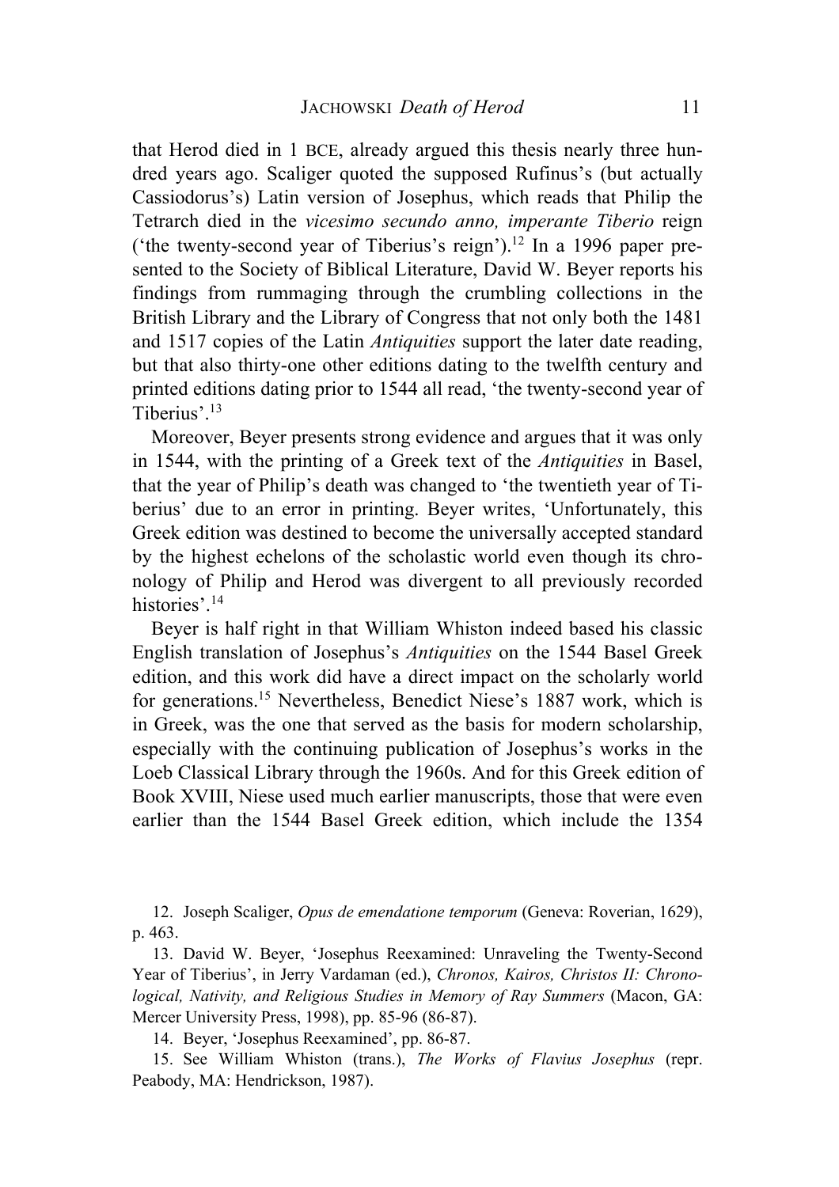that Herod died in 1 BCE, already argued this thesis nearly three hundred years ago. Scaliger quoted the supposed Rufinus's (but actually Cassiodorus's) Latin version of Josephus, which reads that Philip the Tetrarch died in the *vicesimo secundo anno, imperante Tiberio* reign ('the twenty-second year of Tiberius's reign').[12] In a 1996 paper presented to the Society of Biblical Literature, David W. Beyer reports his findings from rummaging through the crumbling collections in the British Library and the Library of Congress that not only both the 1481 and 1517 copies of the Latin *Antiquities* support the later date reading, but that also thirty-one other editions dating to the twelfth century and printed editions dating prior to 1544 all read, 'the twenty-second year of Tiberius'.[13]

Moreover, Beyer presents strong evidence and argues that it was only in 1544, with the printing of a Greek text of the *Antiquities* in Basel, that the year of Philip's death was changed to 'the twentieth year of Tiberius' due to an error in printing. Beyer writes, 'Unfortunately, this Greek edition was destined to become the universally accepted standard by the highest echelons of the scholastic world even though its chronology of Philip and Herod was divergent to all previously recorded histories'.[14]

Beyer is half right in that William Whiston indeed based his classic English translation of Josephus's *Antiquities* on the 1544 Basel Greek edition, and this work did have a direct impact on the scholarly world for generations.[15] Nevertheless, Benedict Niese's 1887 work, which is in Greek, was the one that served as the basis for modern scholarship, especially with the continuing publication of Josephus's works in the Loeb Classical Library through the 1960s. And for this Greek edition of Book XVIII, Niese used much earlier manuscripts, those that were even earlier than the 1544 Basel Greek edition, which include the 1354

---

12. Joseph Scaliger, *Opus de emendatione temporum* (Geneva: Roverian, 1629), p. 463.

13. David W. Beyer, 'Josephus Reexamined: Unraveling the Twenty-Second Year of Tiberius', in Jerry Vardaman (ed.), *Chronos, Kairos, Christos II: Chronological, Nativity, and Religious Studies in Memory of Ray Summers* (Macon, GA: Mercer University Press, 1998), pp. 85-96 (86-87).

14. Beyer, 'Josephus Reexamined', pp. 86-87.

15. See William Whiston (trans.), *The Works of Flavius Josephus* (repr. Peabody, MA: Hendrickson, 1987).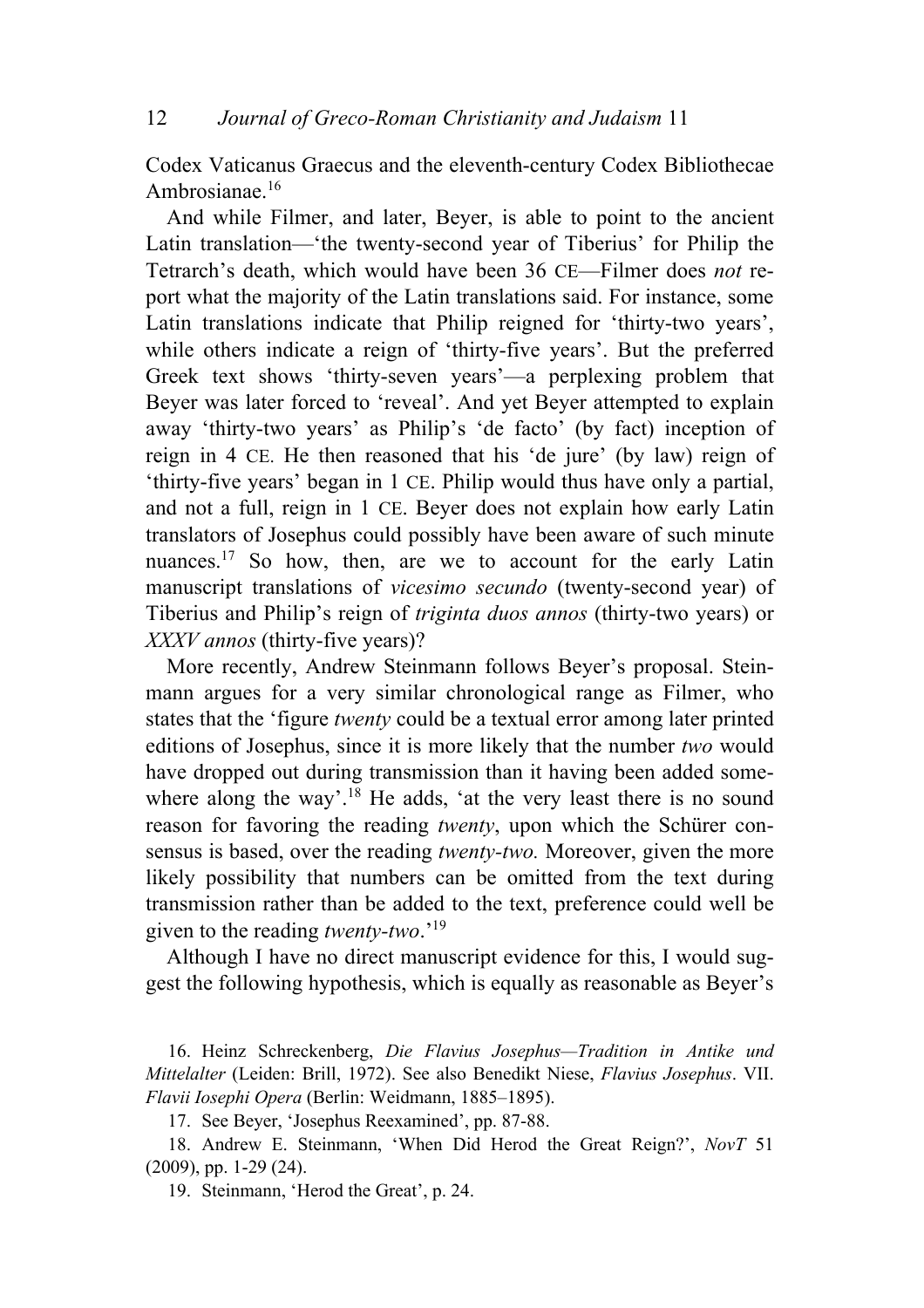Codex Vaticanus Graecus and the eleventh-century Codex Bibliothecae Ambrosianae.[16]

And while Filmer, and later, Beyer, is able to point to the ancient Latin translation—'the twenty-second year of Tiberius' for Philip the Tetrarch's death, which would have been 36 CE—Filmer does *not* report what the majority of the Latin translations said. For instance, some Latin translations indicate that Philip reigned for 'thirty-two years', while others indicate a reign of 'thirty-five years'. But the preferred Greek text shows 'thirty-seven years'—a perplexing problem that Beyer was later forced to 'reveal'. And yet Beyer attempted to explain away 'thirty-two years' as Philip's 'de facto' (by fact) inception of reign in 4 CE. He then reasoned that his 'de jure' (by law) reign of 'thirty-five years' began in 1 CE. Philip would thus have only a partial, and not a full, reign in 1 CE. Beyer does not explain how early Latin translators of Josephus could possibly have been aware of such minute nuances.[17] So how, then, are we to account for the early Latin manuscript translations of *vicesimo secundo* (twenty-second year) of Tiberius and Philip's reign of *triginta duos annos* (thirty-two years) or *XXXV annos* (thirty-five years)?

More recently, Andrew Steinmann follows Beyer's proposal. Steinmann argues for a very similar chronological range as Filmer, who states that the 'figure *twenty* could be a textual error among later printed editions of Josephus, since it is more likely that the number *two* would have dropped out during transmission than it having been added somewhere along the way'.[18] He adds, 'at the very least there is no sound reason for favoring the reading *twenty*, upon which the Schürer consensus is based, over the reading *twenty-two.* Moreover, given the more likely possibility that numbers can be omitted from the text during transmission rather than be added to the text, preference could well be given to the reading *twenty-two*.'[19]

Although I have no direct manuscript evidence for this, I would suggest the following hypothesis, which is equally as reasonable as Beyer's

16. Heinz Schreckenberg, *Die Flavius Josephus—Tradition in Antike und Mittelalter* (Leiden: Brill, 1972). See also Benedikt Niese, *Flavius Josephus*. VII. *Flavii Iosephi Opera* (Berlin: Weidmann, 1885–1895).

17. See Beyer, 'Josephus Reexamined', pp. 87-88.

18. Andrew E. Steinmann, 'When Did Herod the Great Reign?', *NovT* 51 (2009), pp. 1-29 (24).

19. Steinmann, 'Herod the Great', p. 24.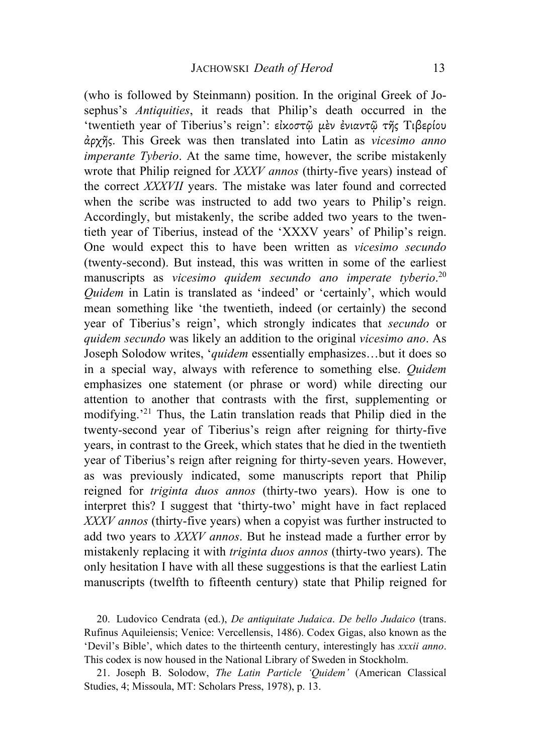(who is followed by Steinmann) position. In the original Greek of Josephus's *Antiquities*, it reads that Philip's death occurred in the 'twentieth year of Tiberius's reign': εἰκοστῷ μὲν ἐνιαντῷ τῆς Τιβερίου ἀρχῆς. This Greek was then translated into Latin as *vicesimo anno imperante Tyberio*. At the same time, however, the scribe mistakenly wrote that Philip reigned for *XXXV annos* (thirty-five years) instead of the correct *XXXVII* years. The mistake was later found and corrected when the scribe was instructed to add two years to Philip's reign. Accordingly, but mistakenly, the scribe added two years to the twentieth year of Tiberius, instead of the 'XXXV years' of Philip's reign. One would expect this to have been written as *vicesimo secundo* (twenty-second). But instead, this was written in some of the earliest manuscripts as *vicesimo quidem secundo ano imperate tyberio*.[20] *Quidem* in Latin is translated as 'indeed' or 'certainly', which would mean something like 'the twentieth, indeed (or certainly) the second year of Tiberius's reign', which strongly indicates that *secundo* or *quidem secundo* was likely an addition to the original *vicesimo ano*. As Joseph Solodow writes, '*quidem* essentially emphasizes…but it does so in a special way, always with reference to something else. *Quidem* emphasizes one statement (or phrase or word) while directing our attention to another that contrasts with the first, supplementing or modifying.'[21] Thus, the Latin translation reads that Philip died in the twenty-second year of Tiberius's reign after reigning for thirty-five years, in contrast to the Greek, which states that he died in the twentieth year of Tiberius's reign after reigning for thirty-seven years. However, as was previously indicated, some manuscripts report that Philip reigned for *triginta duos annos* (thirty-two years). How is one to interpret this? I suggest that 'thirty-two' might have in fact replaced *XXXV annos* (thirty-five years) when a copyist was further instructed to add two years to *XXXV annos*. But he instead made a further error by mistakenly replacing it with *triginta duos annos* (thirty-two years). The only hesitation I have with all these suggestions is that the earliest Latin manuscripts (twelfth to fifteenth century) state that Philip reigned for

20. Ludovico Cendrata (ed.), *De antiquitate Judaica*. *De bello Judaico* (trans. Rufinus Aquileiensis; Venice: Vercellensis, 1486). Codex Gigas, also known as the 'Devil's Bible', which dates to the thirteenth century, interestingly has *xxxii anno*. This codex is now housed in the National Library of Sweden in Stockholm.

21. Joseph B. Solodow, *The Latin Particle 'Quidem'* (American Classical Studies, 4; Missoula, MT: Scholars Press, 1978), p. 13.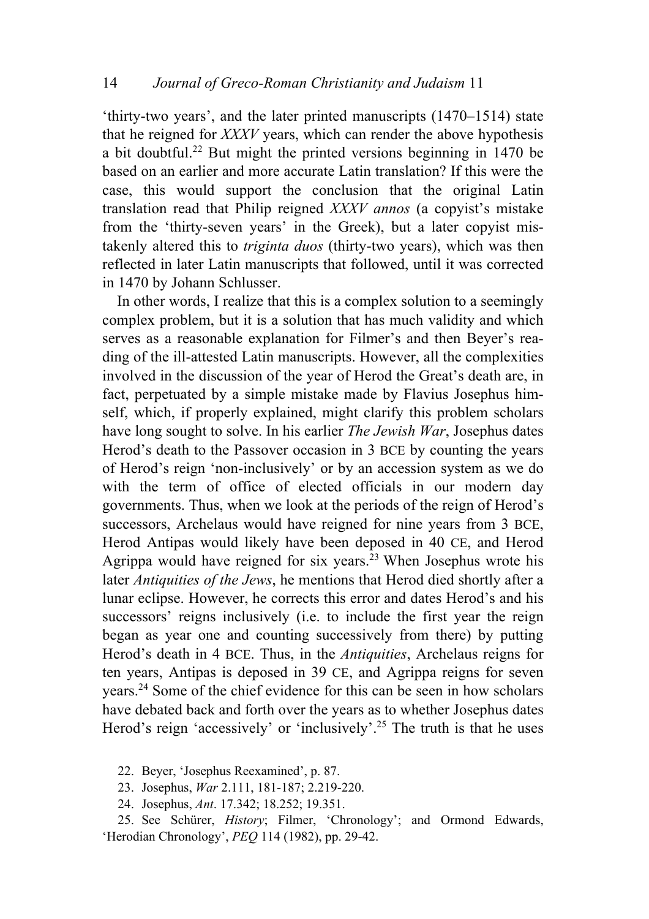'thirty-two years', and the later printed manuscripts (1470–1514) state that he reigned for *XXXV* years, which can render the above hypothesis a bit doubtful.[22] But might the printed versions beginning in 1470 be based on an earlier and more accurate Latin translation? If this were the case, this would support the conclusion that the original Latin translation read that Philip reigned *XXXV annos* (a copyist's mistake from the 'thirty-seven years' in the Greek), but a later copyist mistakenly altered this to *triginta duos* (thirty-two years), which was then reflected in later Latin manuscripts that followed, until it was corrected in 1470 by Johann Schlusser.

In other words, I realize that this is a complex solution to a seemingly complex problem, but it is a solution that has much validity and which serves as a reasonable explanation for Filmer's and then Beyer's reading of the ill-attested Latin manuscripts. However, all the complexities involved in the discussion of the year of Herod the Great's death are, in fact, perpetuated by a simple mistake made by Flavius Josephus himself, which, if properly explained, might clarify this problem scholars have long sought to solve. In his earlier *The Jewish War*, Josephus dates Herod's death to the Passover occasion in 3 BCE by counting the years of Herod's reign 'non-inclusively' or by an accession system as we do with the term of office of elected officials in our modern day governments. Thus, when we look at the periods of the reign of Herod's successors, Archelaus would have reigned for nine years from 3 BCE, Herod Antipas would likely have been deposed in 40 CE, and Herod Agrippa would have reigned for six years.[23] When Josephus wrote his later *Antiquities of the Jews*, he mentions that Herod died shortly after a lunar eclipse. However, he corrects this error and dates Herod's and his successors' reigns inclusively (i.e. to include the first year the reign began as year one and counting successively from there) by putting Herod's death in 4 BCE. Thus, in the *Antiquities*, Archelaus reigns for ten years, Antipas is deposed in 39 CE, and Agrippa reigns for seven years.[24] Some of the chief evidence for this can be seen in how scholars have debated back and forth over the years as to whether Josephus dates Herod's reign 'accessively' or 'inclusively'.[25] The truth is that he uses

22. Beyer, 'Josephus Reexamined', p. 87.

23. Josephus, *War* 2.111, 181-187; 2.219-220.

24. Josephus, *Ant*. 17.342; 18.252; 19.351.

25. See Schürer, *History*; Filmer, 'Chronology'; and Ormond Edwards, 'Herodian Chronology', *PEQ* 114 (1982), pp. 29-42.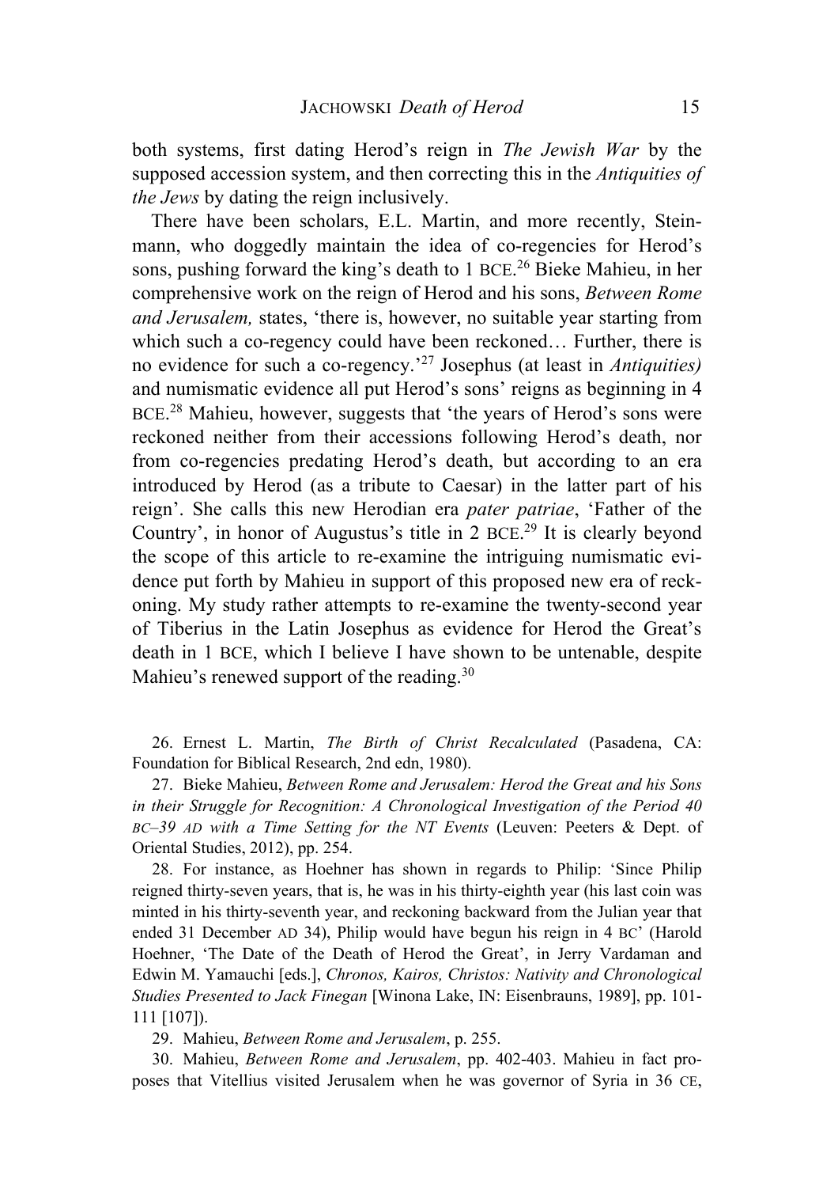both systems, first dating Herod's reign in *The Jewish War* by the supposed accession system, and then correcting this in the *Antiquities of the Jews* by dating the reign inclusively.

There have been scholars, E.L. Martin, and more recently, Steinmann, who doggedly maintain the idea of co-regencies for Herod's sons, pushing forward the king's death to 1 BCE.[26] Bieke Mahieu, in her comprehensive work on the reign of Herod and his sons, *Between Rome and Jerusalem,* states, 'there is, however, no suitable year starting from which such a co-regency could have been reckoned… Further, there is no evidence for such a co-regency.'[27] Josephus (at least in *Antiquities)* and numismatic evidence all put Herod's sons' reigns as beginning in 4 BCE.[28] Mahieu, however, suggests that 'the years of Herod's sons were reckoned neither from their accessions following Herod's death, nor from co-regencies predating Herod's death, but according to an era introduced by Herod (as a tribute to Caesar) in the latter part of his reign'. She calls this new Herodian era *pater patriae*, 'Father of the Country', in honor of Augustus's title in 2 BCE.[29] It is clearly beyond the scope of this article to re-examine the intriguing numismatic evidence put forth by Mahieu in support of this proposed new era of reckoning. My study rather attempts to re-examine the twenty-second year of Tiberius in the Latin Josephus as evidence for Herod the Great's death in 1 BCE, which I believe I have shown to be untenable, despite Mahieu's renewed support of the reading.[30]

26. Ernest L. Martin, *The Birth of Christ Recalculated* (Pasadena, CA: Foundation for Biblical Research, 2nd edn, 1980).

27. Bieke Mahieu, *Between Rome and Jerusalem: Herod the Great and his Sons in their Struggle for Recognition: A Chronological Investigation of the Period 40 BC–39 AD with a Time Setting for the NT Events* (Leuven: Peeters & Dept. of Oriental Studies, 2012), pp. 254.

28. For instance, as Hoehner has shown in regards to Philip: 'Since Philip reigned thirty-seven years, that is, he was in his thirty-eighth year (his last coin was minted in his thirty-seventh year, and reckoning backward from the Julian year that ended 31 December AD 34), Philip would have begun his reign in 4 BC' (Harold Hoehner, 'The Date of the Death of Herod the Great', in Jerry Vardaman and Edwin M. Yamauchi [eds.], *Chronos, Kairos, Christos: Nativity and Chronological Studies Presented to Jack Finegan* [Winona Lake, IN: Eisenbrauns, 1989], pp. 101-111 [107]).

29. Mahieu, *Between Rome and Jerusalem*, p. 255.

30. Mahieu, *Between Rome and Jerusalem*, pp. 402-403. Mahieu in fact proposes that Vitellius visited Jerusalem when he was governor of Syria in 36 CE,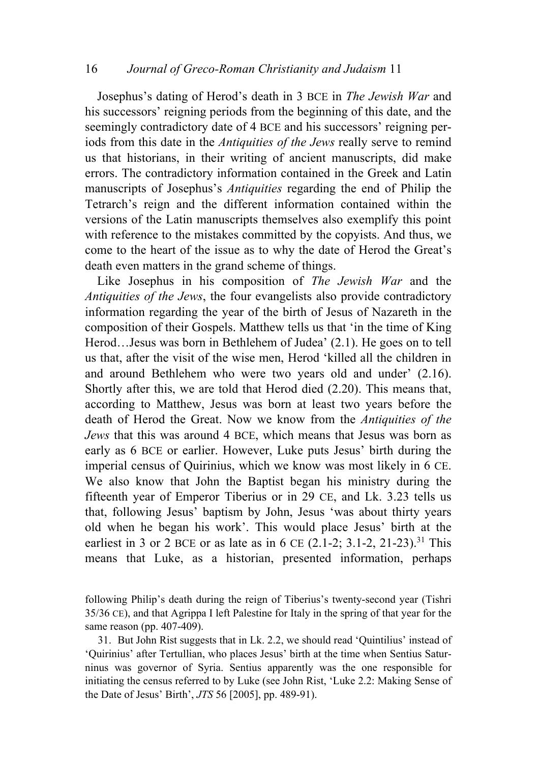Josephus's dating of Herod's death in 3 BCE in *The Jewish War* and his successors' reigning periods from the beginning of this date, and the seemingly contradictory date of 4 BCE and his successors' reigning periods from this date in the *Antiquities of the Jews* really serve to remind us that historians, in their writing of ancient manuscripts, did make errors. The contradictory information contained in the Greek and Latin manuscripts of Josephus's *Antiquities* regarding the end of Philip the Tetrarch's reign and the different information contained within the versions of the Latin manuscripts themselves also exemplify this point with reference to the mistakes committed by the copyists. And thus, we come to the heart of the issue as to why the date of Herod the Great's death even matters in the grand scheme of things.

Like Josephus in his composition of *The Jewish War* and the *Antiquities of the Jews*, the four evangelists also provide contradictory information regarding the year of the birth of Jesus of Nazareth in the composition of their Gospels. Matthew tells us that 'in the time of King Herod…Jesus was born in Bethlehem of Judea' (2.1). He goes on to tell us that, after the visit of the wise men, Herod 'killed all the children in and around Bethlehem who were two years old and under' (2.16). Shortly after this, we are told that Herod died (2.20). This means that, according to Matthew, Jesus was born at least two years before the death of Herod the Great. Now we know from the *Antiquities of the Jews* that this was around 4 BCE, which means that Jesus was born as early as 6 BCE or earlier. However, Luke puts Jesus' birth during the imperial census of Quirinius, which we know was most likely in 6 CE. We also know that John the Baptist began his ministry during the fifteenth year of Emperor Tiberius or in 29 CE, and Lk. 3.23 tells us that, following Jesus' baptism by John, Jesus 'was about thirty years old when he began his work'. This would place Jesus' birth at the earliest in 3 or 2 BCE or as late as in 6 CE (2.1-2; 3.1-2, 21-23).[31] This means that Luke, as a historian, presented information, perhaps

following Philip's death during the reign of Tiberius's twenty-second year (Tishri 35/36 CE), and that Agrippa I left Palestine for Italy in the spring of that year for the same reason (pp. 407-409).

31. But John Rist suggests that in Lk. 2.2, we should read 'Quintilius' instead of 'Quirinius' after Tertullian, who places Jesus' birth at the time when Sentius Saturninus was governor of Syria. Sentius apparently was the one responsible for initiating the census referred to by Luke (see John Rist, 'Luke 2.2: Making Sense of the Date of Jesus' Birth', *JTS* 56 [2005], pp. 489-91).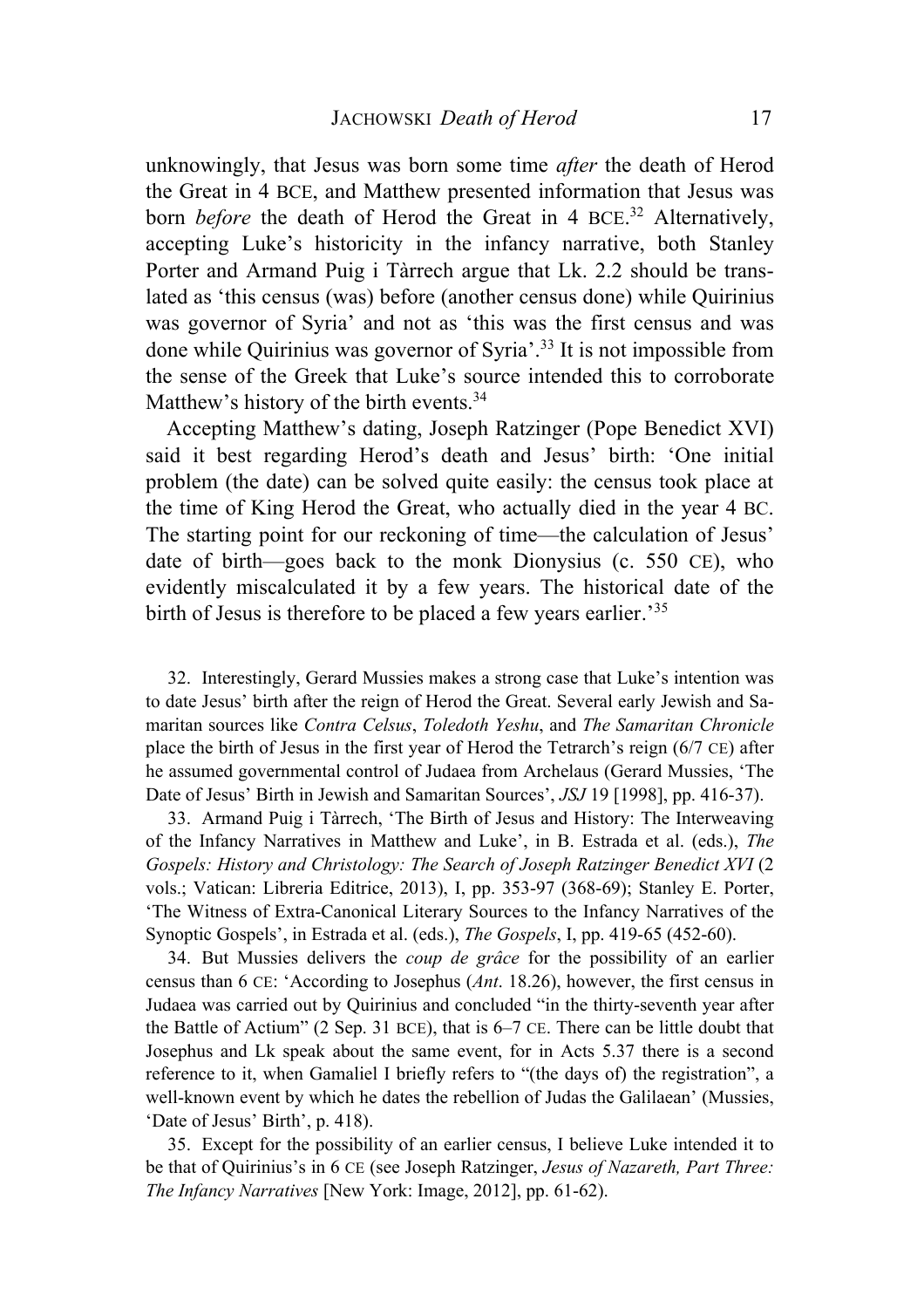unknowingly, that Jesus was born some time *after* the death of Herod the Great in 4 BCE, and Matthew presented information that Jesus was born *before* the death of Herod the Great in 4 BCE.[32] Alternatively, accepting Luke's historicity in the infancy narrative, both Stanley Porter and Armand Puig i Tàrrech argue that Lk. 2.2 should be translated as 'this census (was) before (another census done) while Quirinius was governor of Syria' and not as 'this was the first census and was done while Quirinius was governor of Syria'.[33] It is not impossible from the sense of the Greek that Luke's source intended this to corroborate Matthew's history of the birth events.[34]

Accepting Matthew's dating, Joseph Ratzinger (Pope Benedict XVI) said it best regarding Herod's death and Jesus' birth: 'One initial problem (the date) can be solved quite easily: the census took place at the time of King Herod the Great, who actually died in the year 4 BC. The starting point for our reckoning of time—the calculation of Jesus' date of birth—goes back to the monk Dionysius (c. 550 CE), who evidently miscalculated it by a few years. The historical date of the birth of Jesus is therefore to be placed a few years earlier.'[35]

32. Interestingly, Gerard Mussies makes a strong case that Luke's intention was to date Jesus' birth after the reign of Herod the Great. Several early Jewish and Samaritan sources like *Contra Celsus*, *Toledoth Yeshu*, and *The Samaritan Chronicle* place the birth of Jesus in the first year of Herod the Tetrarch's reign (6/7 CE) after he assumed governmental control of Judaea from Archelaus (Gerard Mussies, 'The Date of Jesus' Birth in Jewish and Samaritan Sources', *JSJ* 19 [1998], pp. 416-37).

33. Armand Puig i Tàrrech, 'The Birth of Jesus and History: The Interweaving of the Infancy Narratives in Matthew and Luke', in B. Estrada et al. (eds.), *The Gospels: History and Christology: The Search of Joseph Ratzinger Benedict XVI* (2 vols.; Vatican: Libreria Editrice, 2013), I, pp. 353-97 (368-69); Stanley E. Porter, 'The Witness of Extra-Canonical Literary Sources to the Infancy Narratives of the Synoptic Gospels', in Estrada et al. (eds.), *The Gospels*, I, pp. 419-65 (452-60).

34. But Mussies delivers the *coup de grâce* for the possibility of an earlier census than 6 CE: 'According to Josephus (*Ant*. 18.26), however, the first census in Judaea was carried out by Quirinius and concluded "in the thirty-seventh year after the Battle of Actium" (2 Sep. 31 BCE), that is 6–7 CE. There can be little doubt that Josephus and Lk speak about the same event, for in Acts 5.37 there is a second reference to it, when Gamaliel I briefly refers to "(the days of) the registration", a well-known event by which he dates the rebellion of Judas the Galilaean' (Mussies, 'Date of Jesus' Birth', p. 418).

35. Except for the possibility of an earlier census, I believe Luke intended it to be that of Quirinius's in 6 CE (see Joseph Ratzinger, *Jesus of Nazareth, Part Three: The Infancy Narratives* [New York: Image, 2012], pp. 61-62).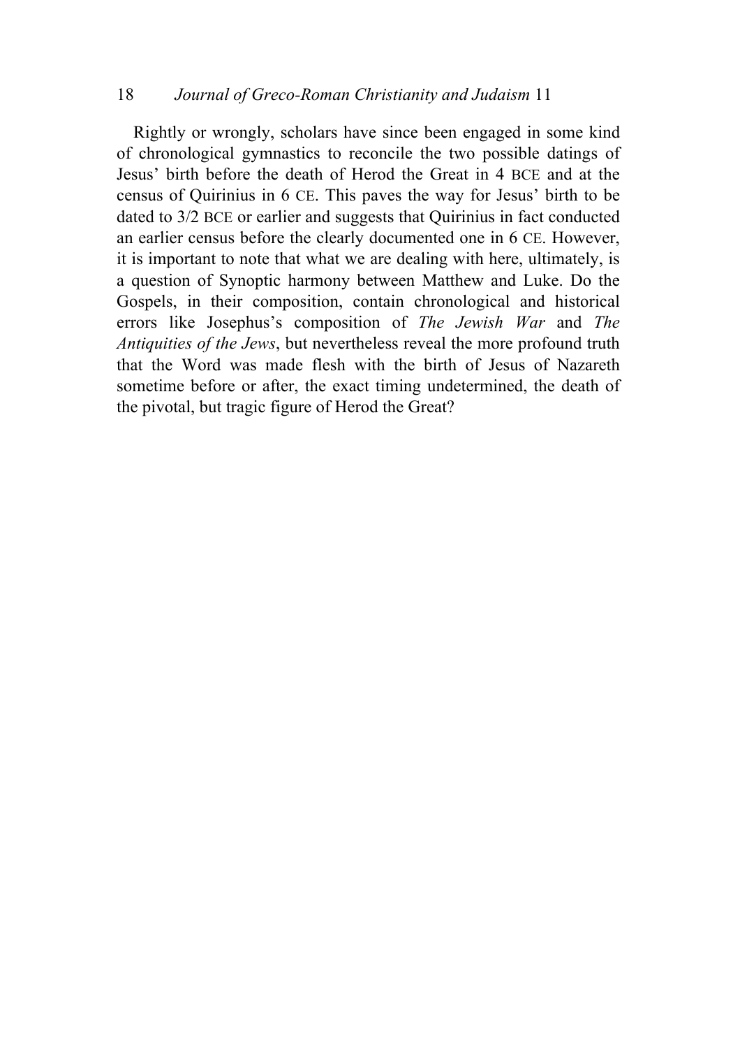Rightly or wrongly, scholars have since been engaged in some kind of chronological gymnastics to reconcile the two possible datings of Jesus' birth before the death of Herod the Great in 4 BCE and at the census of Quirinius in 6 CE. This paves the way for Jesus' birth to be dated to 3/2 BCE or earlier and suggests that Quirinius in fact conducted an earlier census before the clearly documented one in 6 CE. However, it is important to note that what we are dealing with here, ultimately, is a question of Synoptic harmony between Matthew and Luke. Do the Gospels, in their composition, contain chronological and historical errors like Josephus's composition of *The Jewish War* and *The Antiquities of the Jews*, but nevertheless reveal the more profound truth that the Word was made flesh with the birth of Jesus of Nazareth sometime before or after, the exact timing undetermined, the death of the pivotal, but tragic figure of Herod the Great?